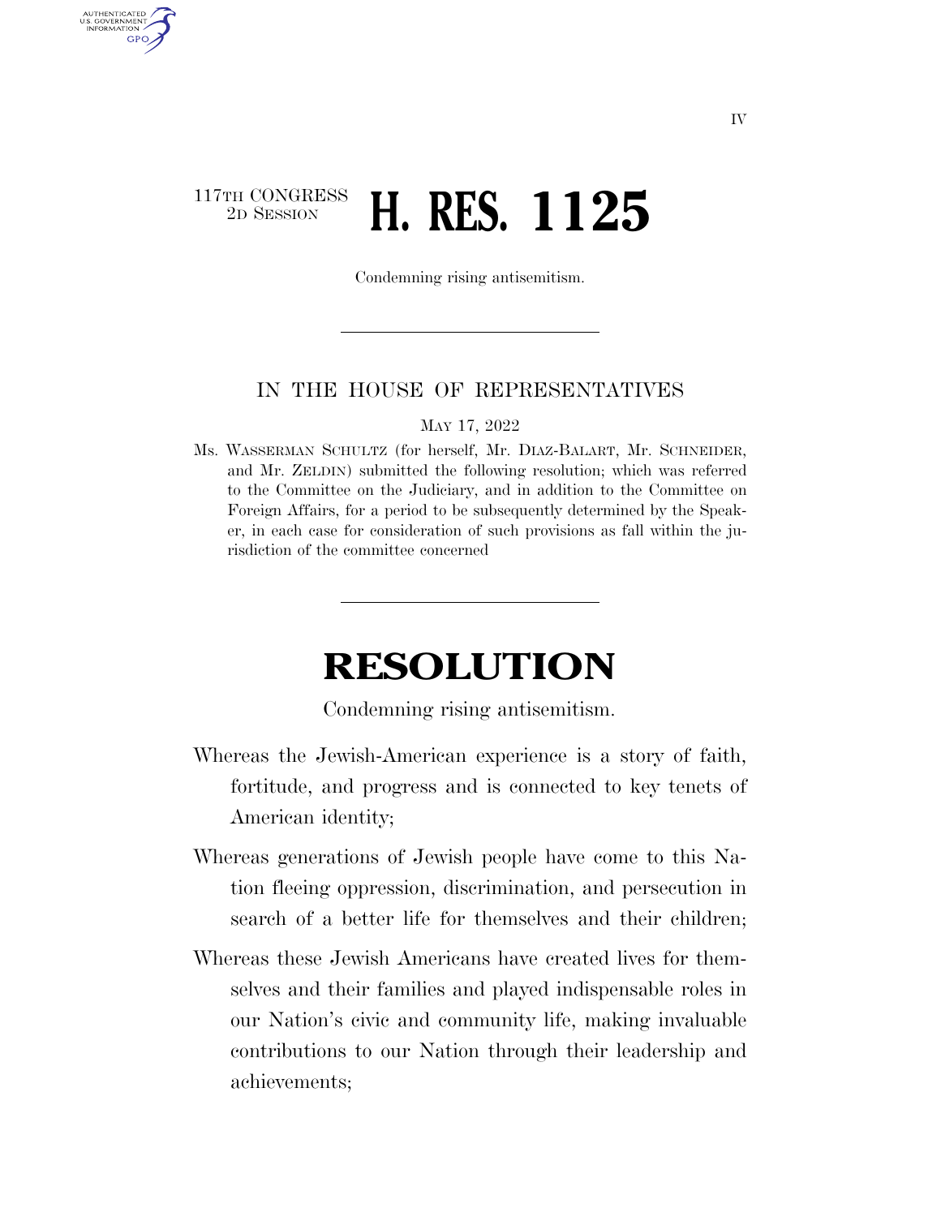117TH CONGRESS
2D SESSION

# H. RES. 1125

Condemning rising antisemitism.

---

IN THE HOUSE OF REPRESENTATIVES

MAY 17, 2022

Ms. WASSERMAN SCHULTZ (for herself, Mr. DIAZ-BALART, Mr. SCHNEIDER, and Mr. ZELDIN) submitted the following resolution; which was referred to the Committee on the Judiciary, and in addition to the Committee on Foreign Affairs, for a period to be subsequently determined by the Speaker, in each case for consideration of such provisions as fall within the jurisdiction of the committee concerned

---

# RESOLUTION

Condemning rising antisemitism.

Whereas the Jewish-American experience is a story of faith, fortitude, and progress and is connected to key tenets of American identity;

Whereas generations of Jewish people have come to this Nation fleeing oppression, discrimination, and persecution in search of a better life for themselves and their children;

Whereas these Jewish Americans have created lives for themselves and their families and played indispensable roles in our Nation's civic and community life, making invaluable contributions to our Nation through their leadership and achievements;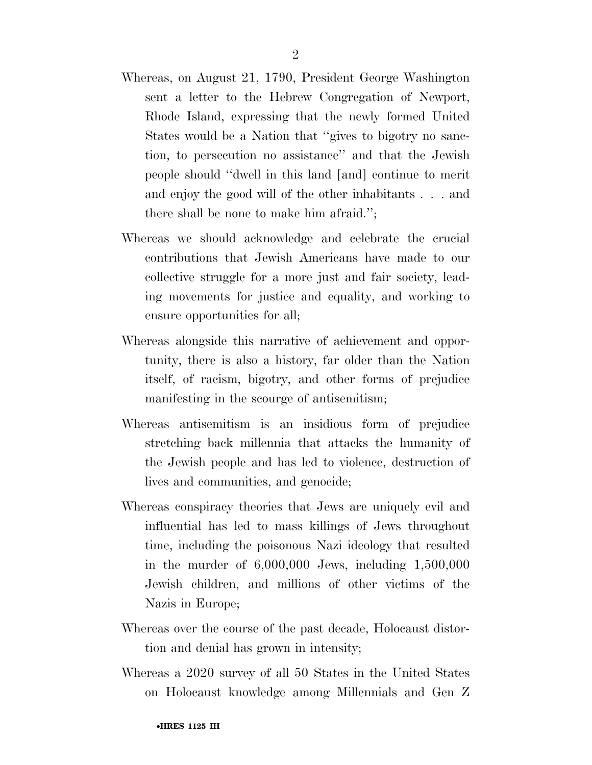Whereas, on August 21, 1790, President George Washington sent a letter to the Hebrew Congregation of Newport, Rhode Island, expressing that the newly formed United States would be a Nation that "gives to bigotry no sanction, to persecution no assistance" and that the Jewish people should "dwell in this land [and] continue to merit and enjoy the good will of the other inhabitants . . . and there shall be none to make him afraid.";

Whereas we should acknowledge and celebrate the crucial contributions that Jewish Americans have made to our collective struggle for a more just and fair society, leading movements for justice and equality, and working to ensure opportunities for all;

Whereas alongside this narrative of achievement and opportunity, there is also a history, far older than the Nation itself, of racism, bigotry, and other forms of prejudice manifesting in the scourge of antisemitism;

Whereas antisemitism is an insidious form of prejudice stretching back millennia that attacks the humanity of the Jewish people and has led to violence, destruction of lives and communities, and genocide;

Whereas conspiracy theories that Jews are uniquely evil and influential has led to mass killings of Jews throughout time, including the poisonous Nazi ideology that resulted in the murder of 6,000,000 Jews, including 1,500,000 Jewish children, and millions of other victims of the Nazis in Europe;

Whereas over the course of the past decade, Holocaust distortion and denial has grown in intensity;

Whereas a 2020 survey of all 50 States in the United States on Holocaust knowledge among Millennials and Gen Z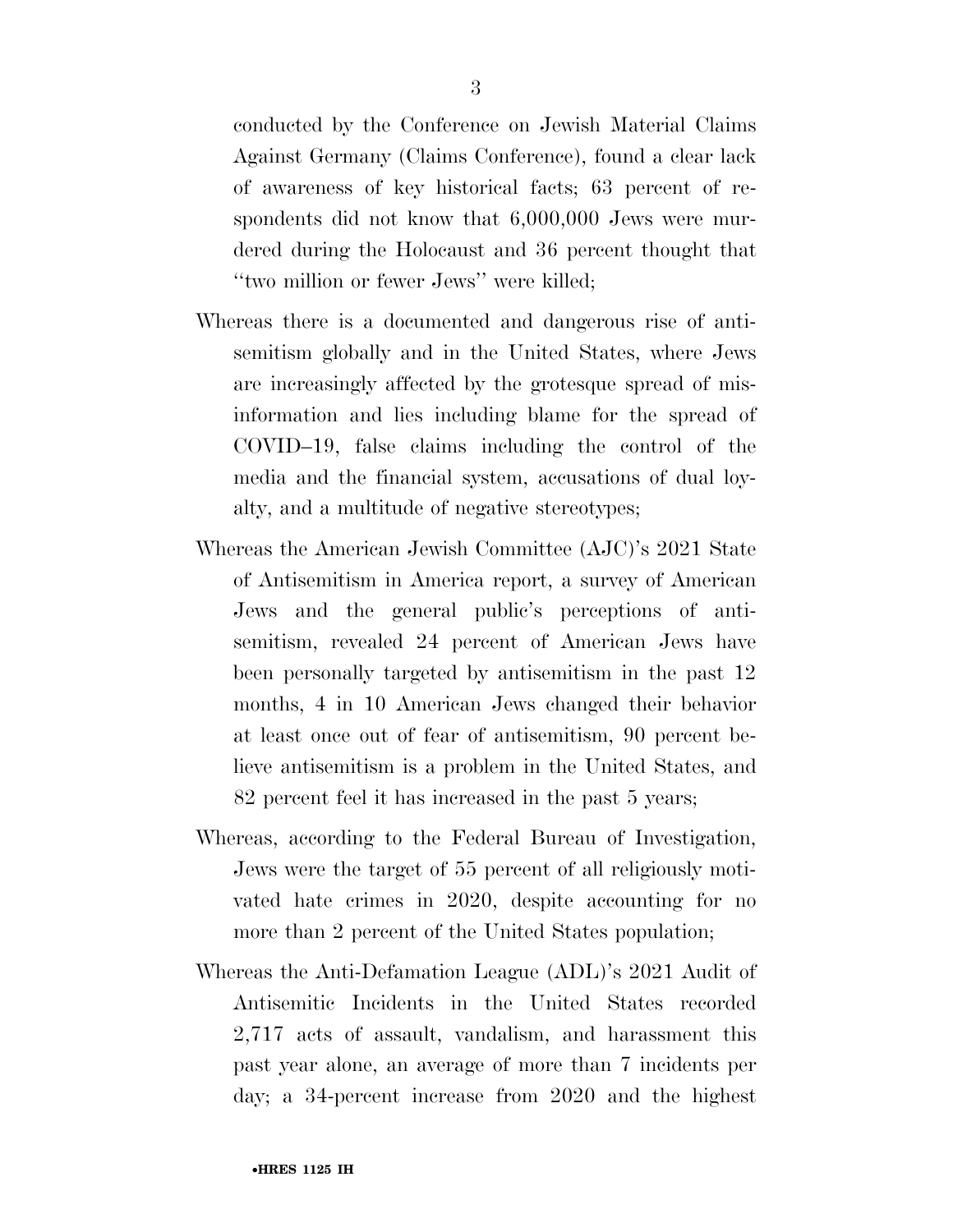conducted by the Conference on Jewish Material Claims Against Germany (Claims Conference), found a clear lack of awareness of key historical facts; 63 percent of respondents did not know that 6,000,000 Jews were murdered during the Holocaust and 36 percent thought that ''two million or fewer Jews'' were killed;

Whereas there is a documented and dangerous rise of antisemitism globally and in the United States, where Jews are increasingly affected by the grotesque spread of misinformation and lies including blame for the spread of COVID–19, false claims including the control of the media and the financial system, accusations of dual loyalty, and a multitude of negative stereotypes;

Whereas the American Jewish Committee (AJC)'s 2021 State of Antisemitism in America report, a survey of American Jews and the general public's perceptions of antisemitism, revealed 24 percent of American Jews have been personally targeted by antisemitism in the past 12 months, 4 in 10 American Jews changed their behavior at least once out of fear of antisemitism, 90 percent believe antisemitism is a problem in the United States, and 82 percent feel it has increased in the past 5 years;

Whereas, according to the Federal Bureau of Investigation, Jews were the target of 55 percent of all religiously motivated hate crimes in 2020, despite accounting for no more than 2 percent of the United States population;

Whereas the Anti-Defamation League (ADL)'s 2021 Audit of Antisemitic Incidents in the United States recorded 2,717 acts of assault, vandalism, and harassment this past year alone, an average of more than 7 incidents per day; a 34-percent increase from 2020 and the highest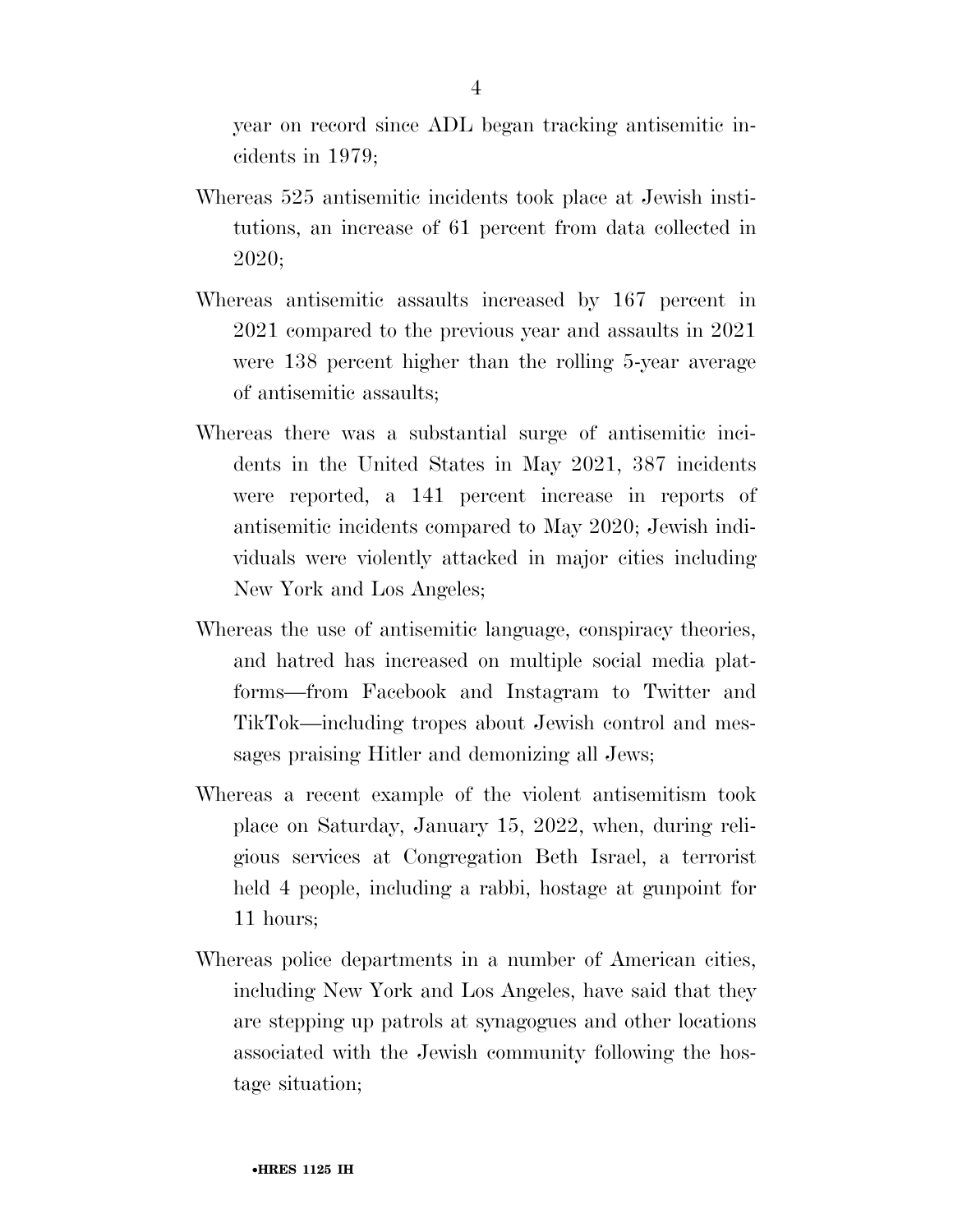year on record since ADL began tracking antisemitic incidents in 1979;

Whereas 525 antisemitic incidents took place at Jewish institutions, an increase of 61 percent from data collected in 2020;

Whereas antisemitic assaults increased by 167 percent in 2021 compared to the previous year and assaults in 2021 were 138 percent higher than the rolling 5-year average of antisemitic assaults;

Whereas there was a substantial surge of antisemitic incidents in the United States in May 2021, 387 incidents were reported, a 141 percent increase in reports of antisemitic incidents compared to May 2020; Jewish individuals were violently attacked in major cities including New York and Los Angeles;

Whereas the use of antisemitic language, conspiracy theories, and hatred has increased on multiple social media platforms—from Facebook and Instagram to Twitter and TikTok—including tropes about Jewish control and messages praising Hitler and demonizing all Jews;

Whereas a recent example of the violent antisemitism took place on Saturday, January 15, 2022, when, during religious services at Congregation Beth Israel, a terrorist held 4 people, including a rabbi, hostage at gunpoint for 11 hours;

Whereas police departments in a number of American cities, including New York and Los Angeles, have said that they are stepping up patrols at synagogues and other locations associated with the Jewish community following the hostage situation;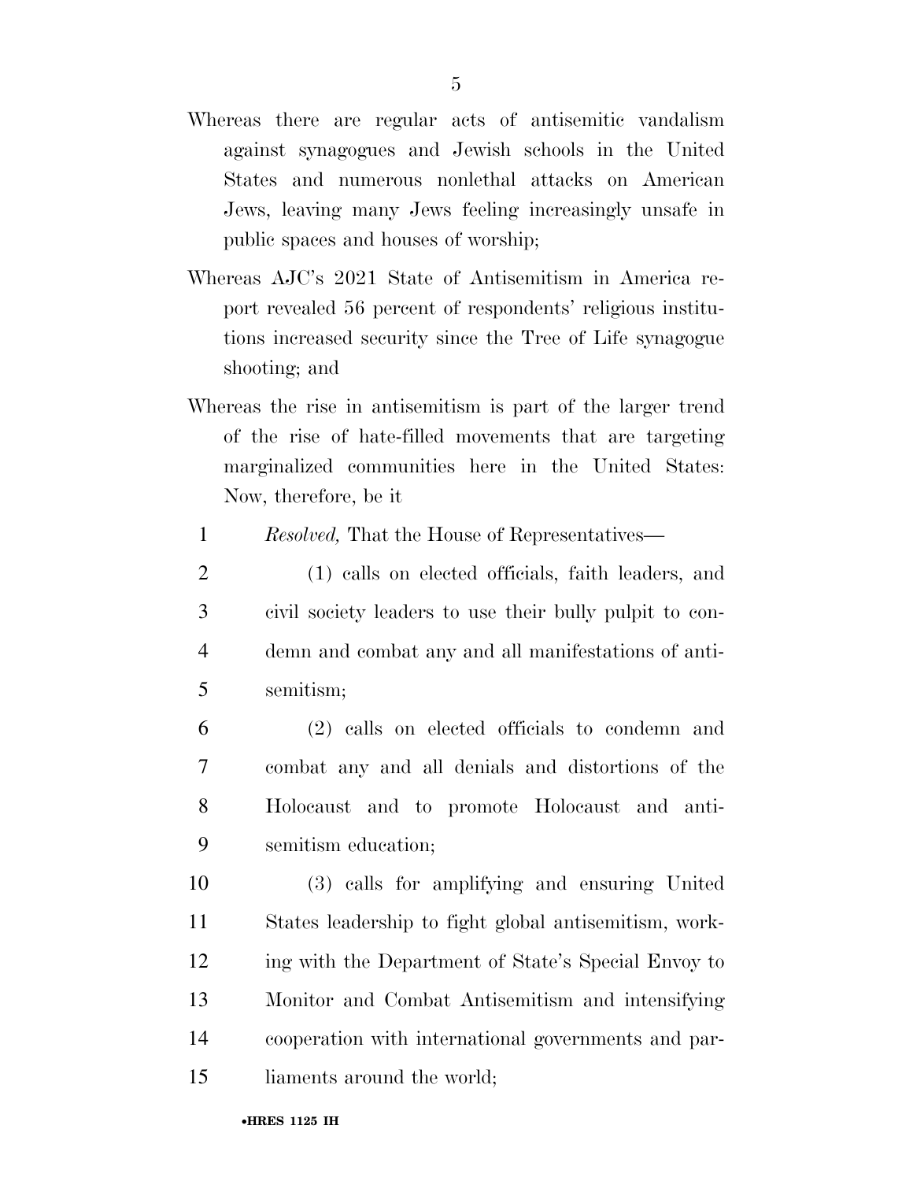Whereas there are regular acts of antisemitic vandalism against synagogues and Jewish schools in the United States and numerous nonlethal attacks on American Jews, leaving many Jews feeling increasingly unsafe in public spaces and houses of worship;

Whereas AJC's 2021 State of Antisemitism in America report revealed 56 percent of respondents' religious institutions increased security since the Tree of Life synagogue shooting; and

Whereas the rise in antisemitism is part of the larger trend of the rise of hate-filled movements that are targeting marginalized communities here in the United States: Now, therefore, be it

*Resolved,* That the House of Representatives—

(1) calls on elected officials, faith leaders, and civil society leaders to use their bully pulpit to condemn and combat any and all manifestations of antisemitism;

(2) calls on elected officials to condemn and combat any and all denials and distortions of the Holocaust and to promote Holocaust and antisemitism education;

(3) calls for amplifying and ensuring United States leadership to fight global antisemitism, working with the Department of State's Special Envoy to Monitor and Combat Antisemitism and intensifying cooperation with international governments and parliaments around the world;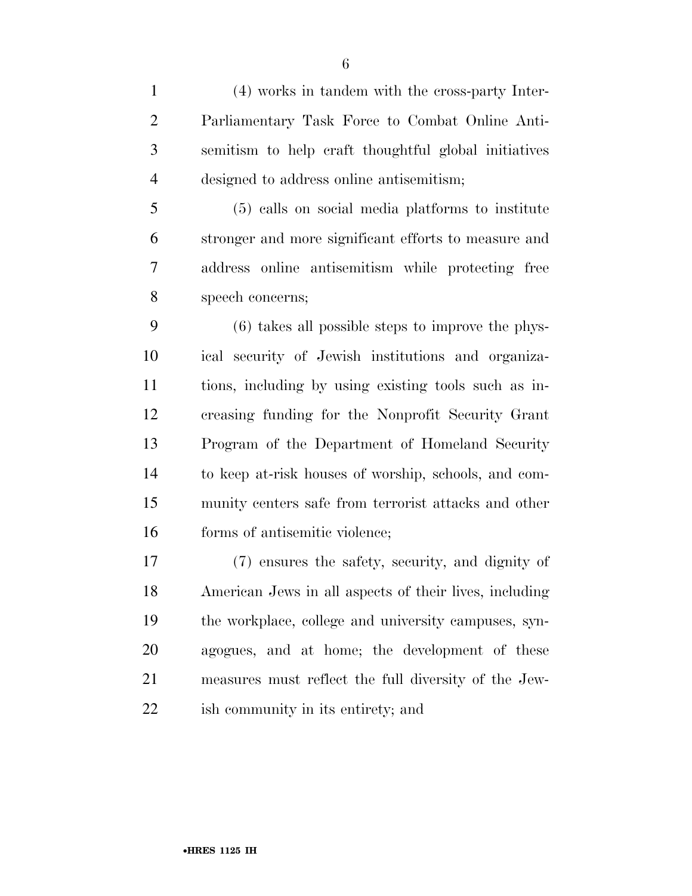(4) works in tandem with the cross-party Inter-Parliamentary Task Force to Combat Online Antisemitism to help craft thoughtful global initiatives designed to address online antisemitism;

(5) calls on social media platforms to institute stronger and more significant efforts to measure and address online antisemitism while protecting free speech concerns;

(6) takes all possible steps to improve the physical security of Jewish institutions and organizations, including by using existing tools such as increasing funding for the Nonprofit Security Grant Program of the Department of Homeland Security to keep at-risk houses of worship, schools, and community centers safe from terrorist attacks and other forms of antisemitic violence;

(7) ensures the safety, security, and dignity of American Jews in all aspects of their lives, including the workplace, college and university campuses, synagogues, and at home; the development of these measures must reflect the full diversity of the Jewish community in its entirety; and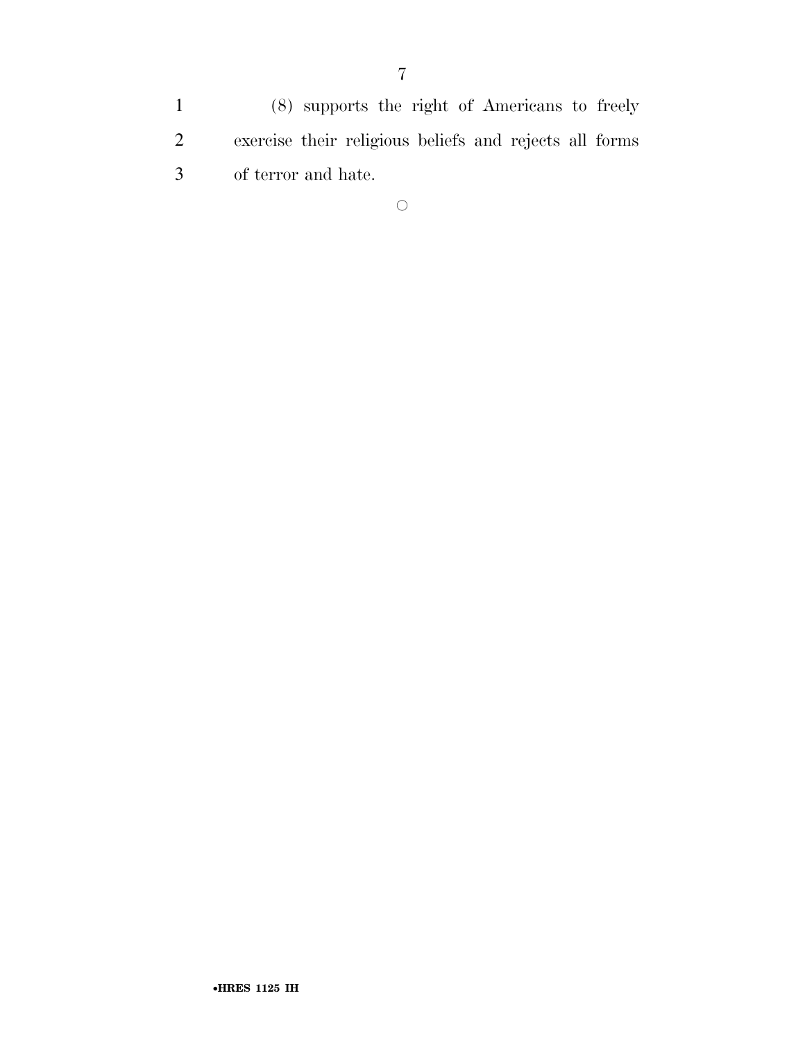(8) supports the right of Americans to freely exercise their religious beliefs and rejects all forms of terror and hate.

○